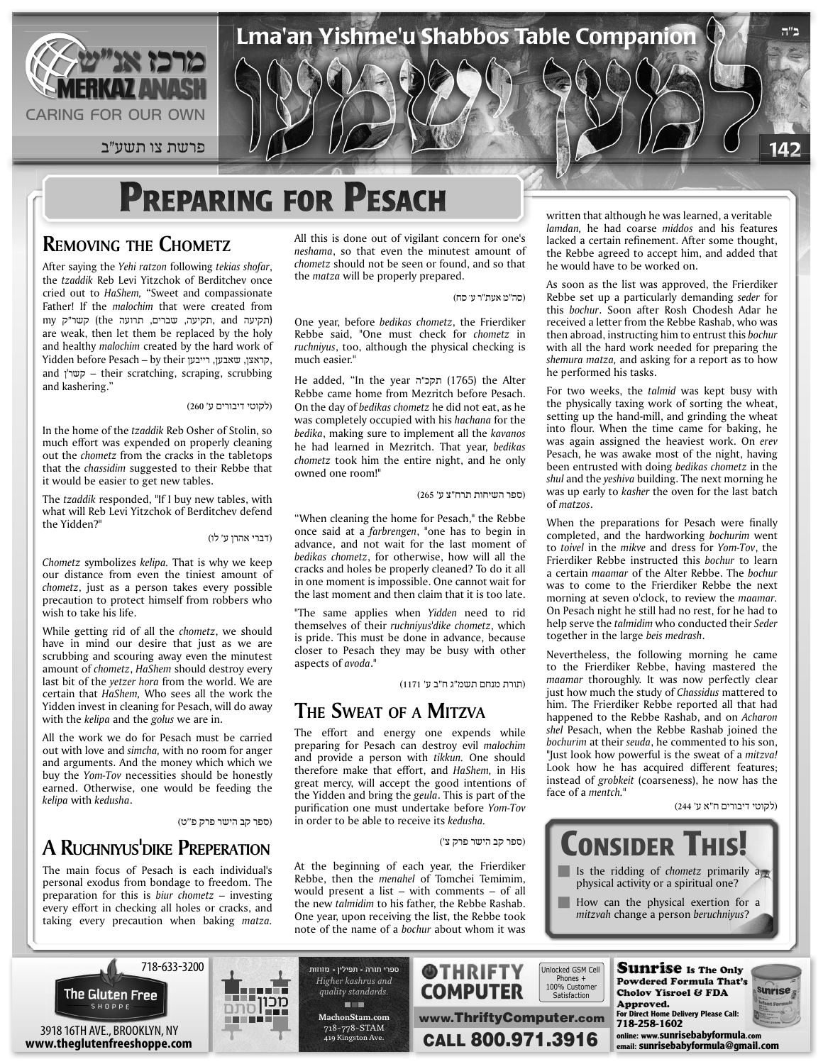# Preparing for Pesach

## Removing the Chometz

After saying the *Yehi ratzon* following *tekias shofar*, the *tzaddik* Reb Levi Yitzchok of Berditchev once cried out to *HaShem,* "Sweet and compassionate Father! If the *malochim* that were created from my קשר"ק (the תקיעה, שברים, תרועה and תקיעה) are weak, then let them be replaced by the holy and healthy *malochim* created by the hard work of Yidden before Pesach – by their קראצן, שאבען, רייבען, and קשר'ן – their scratching, scraping, scrubbing and kashering."

(לקוטי דיבורים ע' 260)

In the home of the *tzaddik* Reb Osher of Stolin, so much effort was expended on properly cleaning out the *chometz* from the cracks in the tabletops that the *chassidim* suggested to their Rebbe that it would be easier to get new tables.

The *tzaddik* responded, "If I buy new tables, with what will Reb Levi Yitzchok of Berditchev defend the Yidden?"

(דברי אהרן ע' לו)

*Chometz* symbolizes *kelipa*. That is why we keep our distance from even the tiniest amount of *chometz*, just as a person takes every possible precaution to protect himself from robbers who wish to take his life.

While getting rid of all the *chometz*, we should have in mind our desire that just as we are scrubbing and scouring away even the minutest amount of *chometz*, *HaShem* should destroy every last bit of the *yetzer hora* from the world. We are certain that *HaShem,* Who sees all the work the Yidden invest in cleaning for Pesach, will do away with the *kelipa* and the *golus* we are in.

All the work we do for Pesach must be carried out with love and *simcha,* with no room for anger and arguments. And the money which which we buy the *Yom-Tov* necessities should be honestly earned. Otherwise, one would be feeding the *kelipa* with *kedusha*.

(ספר קב הישר פרק פ"ט)

## A Ruchniyus'dike Preperation

The main focus of Pesach is each individual's personal exodus from bondage to freedom. The preparation for this is *biur chometz* – investing every effort in checking all holes or cracks, and taking every precaution when baking *matza.* All this is done out of vigilant concern for one's *neshama*, so that even the minutest amount of *chometz* should not be seen or found, and so that the *matza* will be properly prepared.

(סה"מ אעת"ר ע' סח)

One year, before *bedikas chometz*, the Frierdiker Rebbe said, "One must check for *chometz* in *ruchniyus*, too, although the physical checking is much easier."

He added, "In the year תקכ"ה (1765) the Alter Rebbe came home from Mezritch before Pesach. On the day of *bedikas chometz* he did not eat, as he was completely occupied with his *hachana* for the *bedika*, making sure to implement all the *kavanos* he had learned in Mezritch. That year, *bedikas chometz* took him the entire night, and he only owned one room!"

(ספר השיחות תרח"צ ע' 265)

"When cleaning the home for Pesach," the Rebbe once said at a *farbrengen*, "one has to begin in advance, and not wait for the last moment of *bedikas chometz*, for otherwise, how will all the cracks and holes be properly cleaned? To do it all in one moment is impossible. One cannot wait for the last moment and then claim that it is too late.

"The same applies when *Yidden* need to rid themselves of their *ruchniyus'dike chometz*, which is pride. This must be done in advance, because closer to Pesach they may be busy with other aspects of *avoda*."

(תורת מנחם תשמ"ג ח"ב ע' 1171)

## The Sweat of a Mitzva

The effort and energy one expends while preparing for Pesach can destroy evil *malochim* and provide a person with *tikkun.* One should therefore make that effort, and *HaShem,* in His great mercy, will accept the good intentions of the Yidden and bring the *geula*. This is part of the purification one must undertake before *Yom-Tov* in order to be able to receive its *kedusha.*

(ספר קב הישר פרק צ')

At the beginning of each year, the Frierdiker Rebbe, then the *menahel* of Tomchei Temimim, would present a list – with comments – of all the new *talmidim* to his father, the Rebbe Rashab. One year, upon receiving the list, the Rebbe took note of the name of a *bochur* about whom it was written that although he was learned, a veritable *lamdan,* he had coarse *middos* and his features lacked a certain refinement. After some thought, the Rebbe agreed to accept him, and added that he would have to be worked on.

As soon as the list was approved, the Frierdiker Rebbe set up a particularly demanding *seder* for this *bochur*. Soon after Rosh Chodesh Adar he received a letter from the Rebbe Rashab, who was then abroad, instructing him to entrust this *bochur* with all the hard work needed for preparing the *shemura matza,* and asking for a report as to how he performed his tasks.

For two weeks, the *talmid* was kept busy with the physically taxing work of sorting the wheat, setting up the hand-mill, and grinding the wheat into flour. When the time came for baking, he was again assigned the heaviest work. On *erev* Pesach, he was awake most of the night, having been entrusted with doing *bedikas chometz* in the *shul* and the *yeshiva* building. The next morning he was up early to *kasher* the oven for the last batch of *matzos*.

When the preparations for Pesach were finally completed, and the hardworking *bochurim* went to *toivel* in the *mikve* and dress for *Yom-Tov*, the Frierdiker Rebbe instructed this *bochur* to learn a certain *maamar* of the Alter Rebbe. The *bochur* was to come to the Frierdiker Rebbe the next morning at seven o'clock, to review the *maamar.* On Pesach night he still had no rest, for he had to help serve the *talmidim* who conducted their *Seder* together in the large *beis medrash*.

Nevertheless, the following morning he came to the Frierdiker Rebbe, having mastered the *maamar* thoroughly. It was now perfectly clear just how much the study of *Chassidus* mattered to him. The Frierdiker Rebbe reported all that had happened to the Rebbe Rashab, and on *Acharon shel* Pesach, when the Rebbe Rashab joined the *bochurim* at their *seuda*, he commented to his son, "Just look how powerful is the sweat of a *mitzva!* Look how he has acquired different features; instead of *grobkeit* (coarseness), he now has the face of a *mentch.*"

(לקוטי דיבורים ח"א ע' 244)

## Consider This!

- Is the ridding of *chometz* primarily a physical activity or a spiritual one?
- How can the physical exertion for a *mitzvah* change a person *beruchniyus*?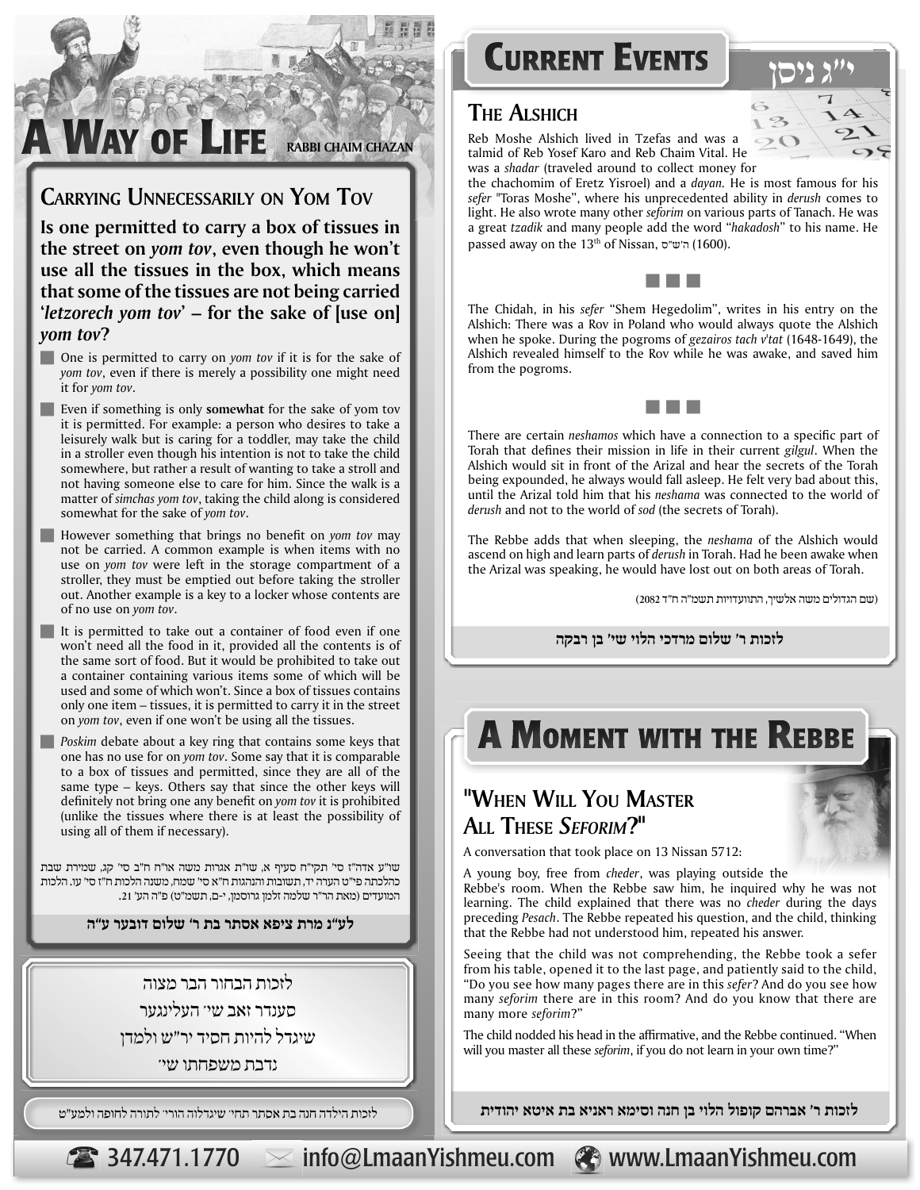# A Way of Life

RABBI CHAIM CHAZAN

## Carrying Unnecessarily on Yom Tov

**Is one permitted to carry a box of tissues in the street on *yom tov*, even though he won't use all the tissues in the box, which means that some of the tissues are not being carried '*letzorech yom tov*' – for the sake of [use on] *yom tov*?**

- One is permitted to carry on *yom tov* if it is for the sake of *yom tov*, even if there is merely a possibility one might need it for *yom tov*.
- Even if something is only **somewhat** for the sake of yom tov it is permitted. For example: a person who desires to take a leisurely walk but is caring for a toddler, may take the child in a stroller even though his intention is not to take the child somewhere, but rather a result of wanting to take a stroll and not having someone else to care for him. Since the walk is a matter of *simchas yom tov*, taking the child along is considered somewhat for the sake of *yom tov*.
- However something that brings no benefit on *yom tov* may not be carried. A common example is when items with no use on *yom tov* were left in the storage compartment of a stroller, they must be emptied out before taking the stroller out. Another example is a key to a locker whose contents are of no use on *yom tov*.
- It is permitted to take out a container of food even if one won't need all the food in it, provided all the contents is of the same sort of food. But it would be prohibited to take out a container containing various items some of which will be used and some of which won't. Since a box of tissues contains only one item – tissues, it is permitted to carry it in the street on *yom tov*, even if one won't be using all the tissues.
- *Poskim* debate about a key ring that contains some keys that one has no use for on *yom tov*. Some say that it is comparable to a box of tissues and permitted, since they are all of the same type – keys. Others say that since the other keys will definitely not bring one any benefit on *yom tov* it is prohibited (unlike the tissues where there is at least the possibility of using all of them if necessary).

שו"ע אדה"ז סי' תקי"ח סעיף א, שו"ת אגרות משה או"ח ח"ב סי' קג, שמירת שבת כהלכתה פי"ט הערה יד, תשובות והנהגות ח"א סי' שמח, משנה הלכות ח"ז סי' עו. הלכות המועדים (מאת הר"ר שלמה זלמן גרוסמן, י-ם, תשמ"ט) פ"ה הע' 21.

**לע"נ מרת ציפא אסתר בת ר' שלום דובער ע"ה**

לזכות הבחור הבר מצוה
סענדר זאב שי' העלינגער
שיגדל להיות חסיד יר"ש ולמדן
נדבת משפחתו שי'

לזכות הילדה חנה בת אסתר תחי' שיגדלוה הורי' לתורה לחופה ולמע"ט

# Current Events

י"ג ניסן

## The Alshich

Reb Moshe Alshich lived in Tzefas and was a talmid of Reb Yosef Karo and Reb Chaim Vital. He was a *shadar* (traveled around to collect money for the chachomim of Eretz Yisroel) and a *dayan*. He is most famous for his *sefer* "Toras Moshe", where his unprecedented ability in *derush* comes to light. He also wrote many other *seforim* on various parts of Tanach. He was a great *tzadik* and many people add the word "*hakadosh*" to his name. He passed away on the 13th of Nissan, ה'ש"ס (1600).

■ ■ ■

The Chidah, in his *sefer* "Shem Hegedolim", writes in his entry on the Alshich: There was a Rov in Poland who would always quote the Alshich when he spoke. During the pogroms of *gezairos tach v'tat* (1648-1649), the Alshich revealed himself to the Rov while he was awake, and saved him from the pogroms.

■ ■ ■

There are certain *neshamos* which have a connection to a specific part of Torah that defines their mission in life in their current *gilgul*. When the Alshich would sit in front of the Arizal and hear the secrets of the Torah being expounded, he always would fall asleep. He felt very bad about this, until the Arizal told him that his *neshama* was connected to the world of *derush* and not to the world of *sod* (the secrets of Torah).

The Rebbe adds that when sleeping, the *neshama* of the Alshich would ascend on high and learn parts of *derush* in Torah. Had he been awake when the Arizal was speaking, he would have lost out on both areas of Torah.

(שם הגדולים משה אלשיך, התוועדויות תשמ"ה ח"ד 2082)

**לזכות ר' שלום מרדכי הלוי שי' בן רבקה**

# A Moment with the Rebbe

## "When Will You Master All These *Seforim*?"

A conversation that took place on 13 Nissan 5712:

A young boy, free from *cheder*, was playing outside the Rebbe's room. When the Rebbe saw him, he inquired why he was not learning. The child explained that there was no *cheder* during the days preceding *Pesach*. The Rebbe repeated his question, and the child, thinking that the Rebbe had not understood him, repeated his answer.

Seeing that the child was not comprehending, the Rebbe took a sefer from his table, opened it to the last page, and patiently said to the child, "Do you see how many pages there are in this *sefer*? And do you see how many *seforim* there are in this room? And do you know that there are many more *seforim*?"

The child nodded his head in the affirmative, and the Rebbe continued. "When will you master all these *seforim*, if you do not learn in your own time?"

**לזכות ר' אברהם קופול הלוי בן חנה וסימא ראניא בת איטא יהודית**

347.471.1770 info@LmaanYishmeu.com www.LmaanYishmeu.com